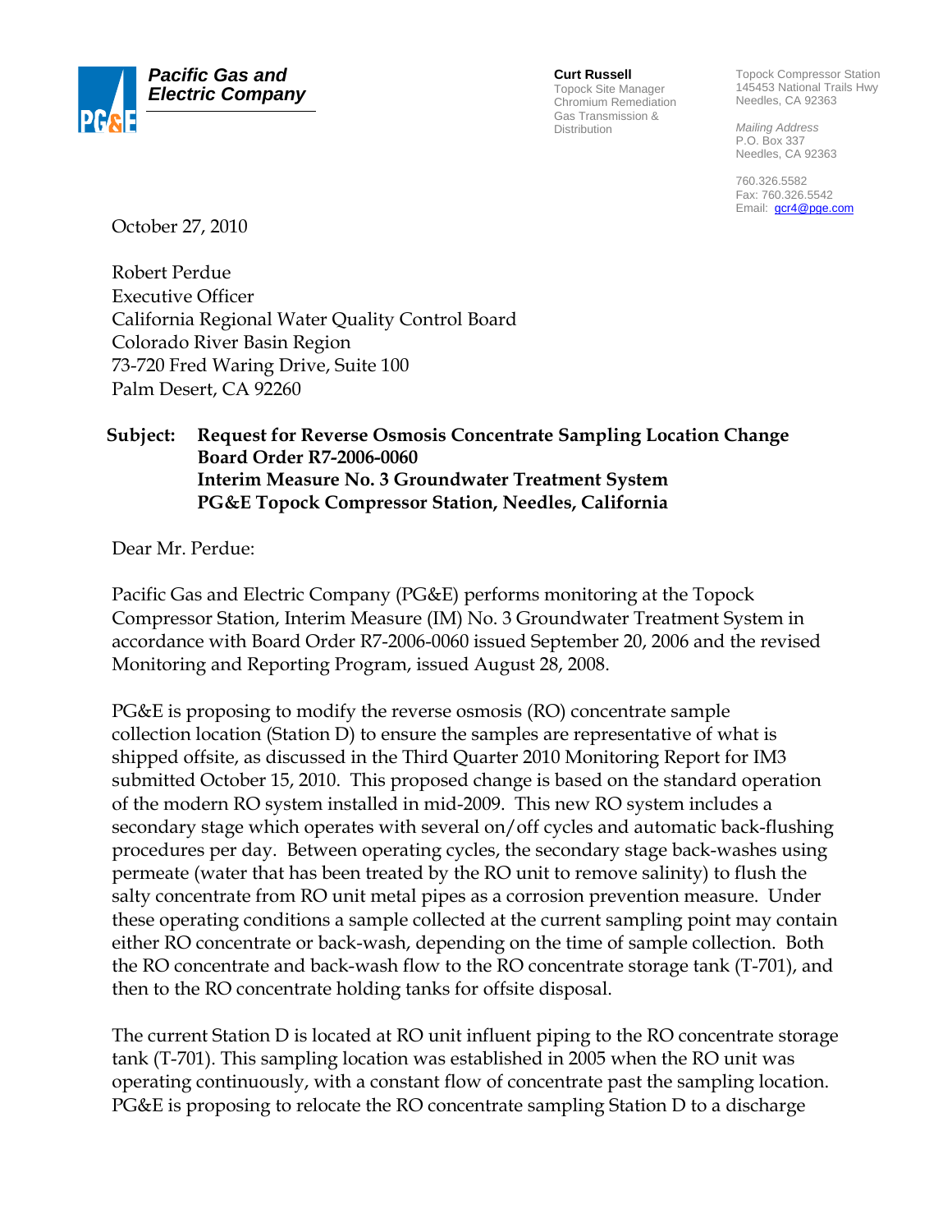**Pacific Gas and Electric Company**

**Curt Russell**
Topock Site Manager
Chromium Remediation
Gas Transmission & Distribution

Topock Compressor Station
145453 National Trails Hwy
Needles, CA 92363

*Mailing Address*
P.O. Box 337
Needles, CA 92363

760.326.5582
Fax: 760.326.5542
Email: gcr4@pge.com

October 27, 2010

Robert Perdue
Executive Officer
California Regional Water Quality Control Board
Colorado River Basin Region
73-720 Fred Waring Drive, Suite 100
Palm Desert, CA 92260

**Subject: Request for Reverse Osmosis Concentrate Sampling Location Change**
**Board Order R7-2006-0060**
**Interim Measure No. 3 Groundwater Treatment System**
**PG&E Topock Compressor Station, Needles, California**

Dear Mr. Perdue:

Pacific Gas and Electric Company (PG&E) performs monitoring at the Topock Compressor Station, Interim Measure (IM) No. 3 Groundwater Treatment System in accordance with Board Order R7-2006-0060 issued September 20, 2006 and the revised Monitoring and Reporting Program, issued August 28, 2008.

PG&E is proposing to modify the reverse osmosis (RO) concentrate sample collection location (Station D) to ensure the samples are representative of what is shipped offsite, as discussed in the Third Quarter 2010 Monitoring Report for IM3 submitted October 15, 2010. This proposed change is based on the standard operation of the modern RO system installed in mid-2009. This new RO system includes a secondary stage which operates with several on/off cycles and automatic back-flushing procedures per day. Between operating cycles, the secondary stage back-washes using permeate (water that has been treated by the RO unit to remove salinity) to flush the salty concentrate from RO unit metal pipes as a corrosion prevention measure. Under these operating conditions a sample collected at the current sampling point may contain either RO concentrate or back-wash, depending on the time of sample collection. Both the RO concentrate and back-wash flow to the RO concentrate storage tank (T-701), and then to the RO concentrate holding tanks for offsite disposal.

The current Station D is located at RO unit influent piping to the RO concentrate storage tank (T-701). This sampling location was established in 2005 when the RO unit was operating continuously, with a constant flow of concentrate past the sampling location. PG&E is proposing to relocate the RO concentrate sampling Station D to a discharge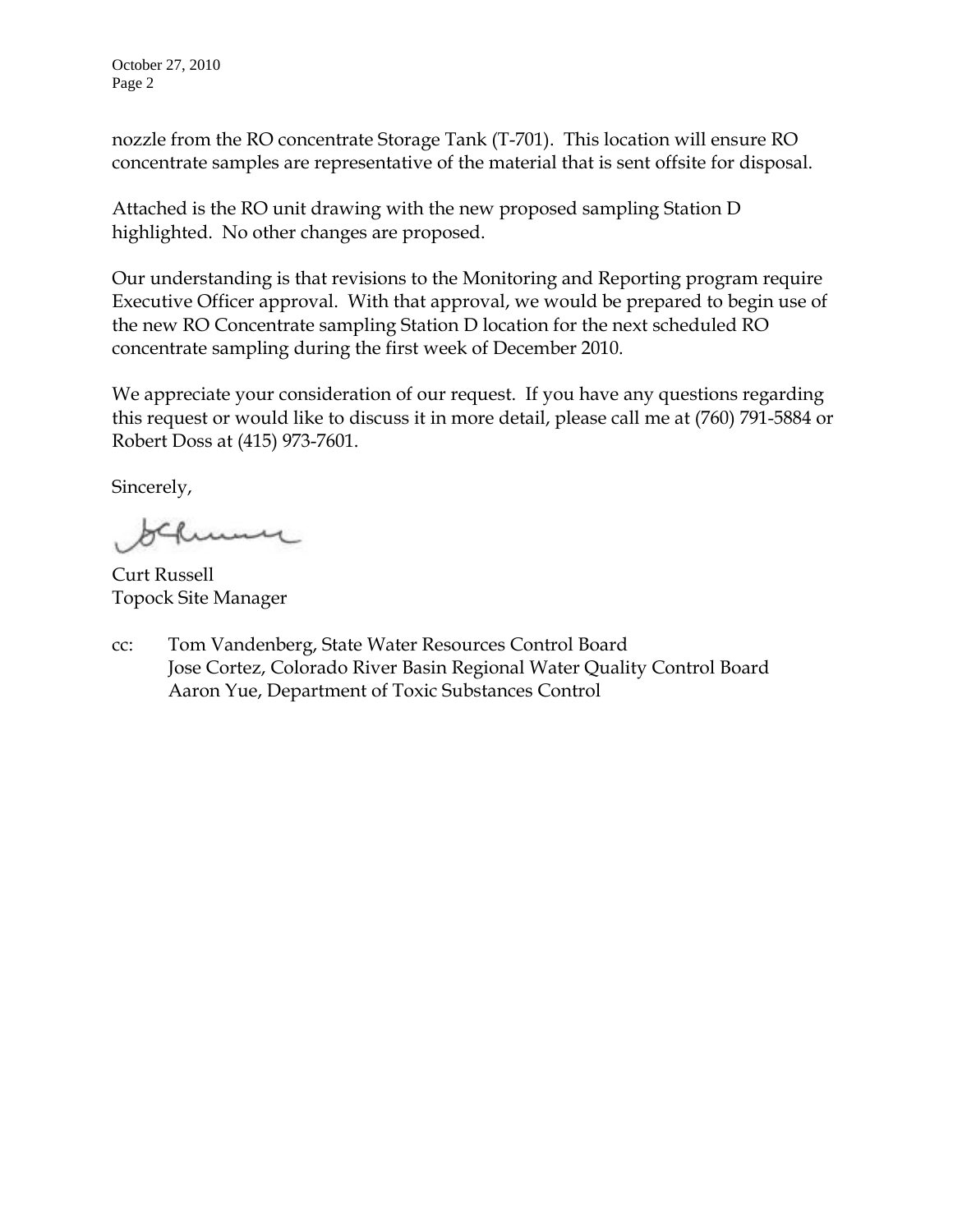nozzle from the RO concentrate Storage Tank (T-701). This location will ensure RO concentrate samples are representative of the material that is sent offsite for disposal.

Attached is the RO unit drawing with the new proposed sampling Station D highlighted. No other changes are proposed.

Our understanding is that revisions to the Monitoring and Reporting program require Executive Officer approval. With that approval, we would be prepared to begin use of the new RO Concentrate sampling Station D location for the next scheduled RO concentrate sampling during the first week of December 2010.

We appreciate your consideration of our request. If you have any questions regarding this request or would like to discuss it in more detail, please call me at (760) 791-5884 or Robert Doss at (415) 973-7601.

Sincerely,

Curt Russell
Topock Site Manager

cc: Tom Vandenberg, State Water Resources Control Board
Jose Cortez, Colorado River Basin Regional Water Quality Control Board
Aaron Yue, Department of Toxic Substances Control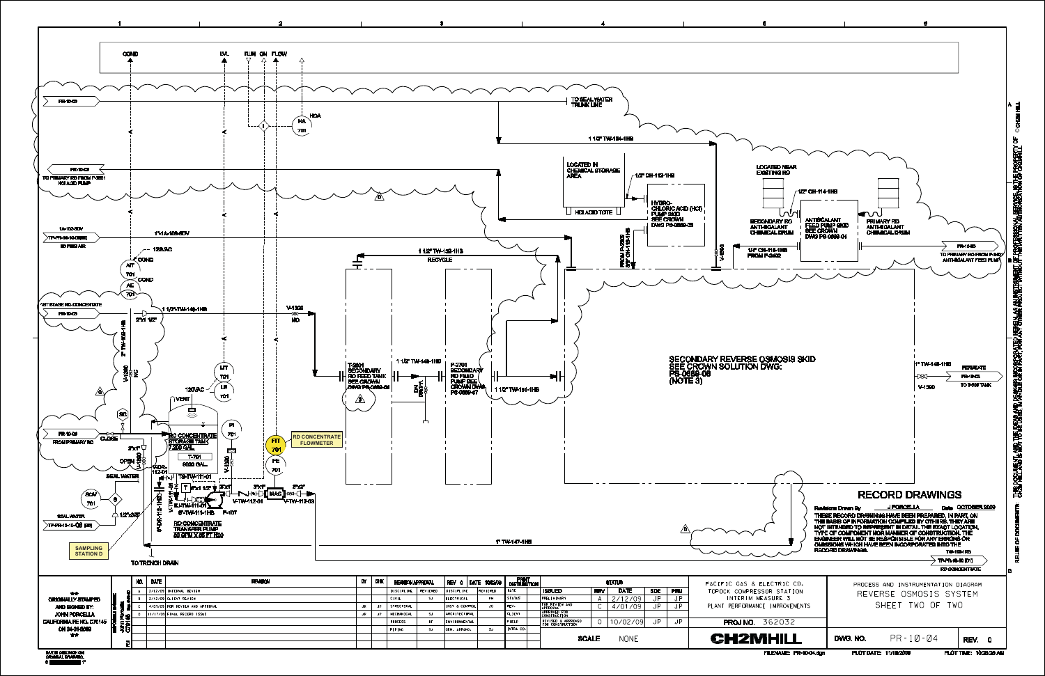CH2M HILL

COND LVL RUN ON FLOW

PR-10-03

TO SEAL WATER TRUNK LINE

HOA

HS 701

1 1/2" TW-154-1HB

PR-10-03

TO PRIMARY RO FROM P-2601 HCl ACID PUMP

LOCATED IN CHEMICAL STORAGE AREA

1/2" CH-113-1HB

HYDRO-CHLORIC ACID (HCl) PUMP SKID SEE CROWN DWG PS-0689-03

HCl ACID TOTE

LOCATED NEAR EXISTING RO

1/2" CH-114-1HB

SECONDARY RO ANTI-SCALANT CHEMICAL DRUM

ANTISCALANT FEED PUMP SKID SEE CROWN DWG PS-0689-04

PRIMARY RO ANTI-SCALANT CHEMICAL DRUM

1A-102-80V

TP-PR-10-10-(B8)

80 PSIG AIR

1"1A-109-80V

FROM P-2302 3/8" CH-113-1HB

1/4" CH-115-1HB FROM P-3402

V-2603

PR-10-03

TO PRIMARY RO FROM P-3402 ANTISCALANT FEED PUMP

120VAC

AIT 701 COND

AE 701 COND

1 1/2" TW-152-1HB RECYCLE

1ST STAGE RO CONCENTRATE

PR-10-03

1 1/2" TW-148-1HB

2"x1 1/2"

V-1303 NO

2" TW-102-1HB

V-1302 NC

T-2601 SECONDARY RO FEED TANK SEE CROWN PS-0689-06

1 1/2" TW-149-1HB

P-2701 SECONDARY RO FEED PUMP SEE CROWN DWG PS-0689-07

1 1/2" TW-151-1HB

DN 0851-1

SECONDARY REVERSE OSMOSIS SKID SEE CROWN SOLUTION DWG: PS-0689-08 (NOTE 3)

1" TW-145-1HB

PERMEATE

PR-10-03

TO T-208 TANK

V-1300

LIT 701

LE 701

120VAC

VENT

SC

PI 701

PR-10-03

FROM PRIMARY RO

CLOSE

2"x1"

OPEN

V-1301

RO CONCENTRATE STORAGE TANK 7,500 GAL

T-701

5000 GAL

TS-TW-111-01

V-1320

FIT 701

RD CONCENTRATE FLOWMETER

FE 701

SEAL WATER

V-DR-112-01

3"x1 1/2"

2"x1"

3"x1"

MAG

2"x2"

V-TW-112-01

V-TW-112-03

SCAV 701

TP-PR-10-08 (B8)

1/2"x3/8"

6"-DR-112-1HB

SJ-TW-111-01

6"-TW-111-1HB

P-107

RO CONCENTRATE TRANSFER PUMP 50 GPM X 95 FT TDH

SAMPLING STATION D

TO TRENCH DRAIN

1" TW-147-1HB

## RECORD DRAWINGS

Revisions Drawn By: J PORCELLA Date: OCTOBER 2009

THESE RECORD DRAWINGS HAVE BEEN PREPARED, IN PART, ON THE BASIS OF INFORMATION COMPILED BY OTHERS. THEY ARE NOT INTENDED TO REPRESENT IN DETAIL THE EXACT LOCATION, TYPE OF COMPONENT NOR MANNER OF CONSTRUCTION. THE ENGINEER WILL NOT BE RESPONSIBLE FOR ANY ERRORS OR OMISSIONS WHICH HAVE BEEN INCORPORATED INTO THE RECORD DRAWINGS.

TW-153-1HB

TP-PR-10-10 (D1)

RO CONCENTRATE

REUSE OF DOCUMENTS: THIS DOCUMENT, AND THE IDEAS AND DESIGNS INCORPORATED HEREIN, AS AN INSTRUMENT OF PROFESSIONAL SERVICE, IS THE PROPERTY OF CH2M HILL AND IS NOT TO BE USED, IN WHOLE OR IN PART, FOR ANY OTHER PROJECT WITHOUT THE WRITTEN AUTHORIZATION OF CH2M HILL. © CH2M HILL

\*\* ORIGINALLY STAMPED AND SIGNED BY: JOHN PORCELLA CALIFORNIA PE NO. C70145 ON 04-01-2009

| NO. | DATE | REVISION | BY | CHK |
|---|---|---|---|---|
| A | 2/12/09 | INTERNAL REVIEW | | |
| B | 2/12/09 | CLIENT REVIEW | | |
| C | 4/01/09 | FOR REVIEW AND APPROVAL | JB | JP |
| 0 | 11/17/09 | FINAL RECORD ISSUE | JB | JP |

| DISCIPLINE | REVIEWED | DISCIPLINE | REVIEWED |
|---|---|---|---|
| CIVIL | SJ | ELECTRICAL | PH |
| STRUCTURAL | | INST & CONTROL | JG |
| MECHANICAL | SJ | ARCHITECTURAL | |
| PROCESS | BT | ENVIRONMENTAL | |
| PIPING | SJ | GEN. ARRANG. | SJ |

REV 0 DATE 10/02/09

| ISSUED | REV | DATE | DSN | PEM |
|---|---|---|---|---|
| PRELIMINARY | A | 2/12/09 | JP | JP |
| FOR REVIEW AND APPROVAL | C | 4/01/09 | JP | JP |
| APPROVED FOR CONSTRUCTION | | | | |
| REVISED & APPROVED FOR CONSTRUCTION | 0 | 10/02/09 | JP | JP |

SCALE NONE

PACIFIC GAS & ELECTRIC CO.
TOPOCK COMPRESSOR STATION
INTERIM MEASURE 3
PLANT PERFORMANCE IMPROVEMENTS

PROJ NO. 362032

CH2MHILL

PROCESS AND INSTRUMENTATION DIAGRAM
REVERSE OSMOSIS SYSTEM
SHEET TWO OF TWO

DWG. NO. PR-10-04 REV. 0

FILENAME: PR-10-04.dgn PLOT DATE: 11/18/2009 PLOT TIME: 10:26:26 AM